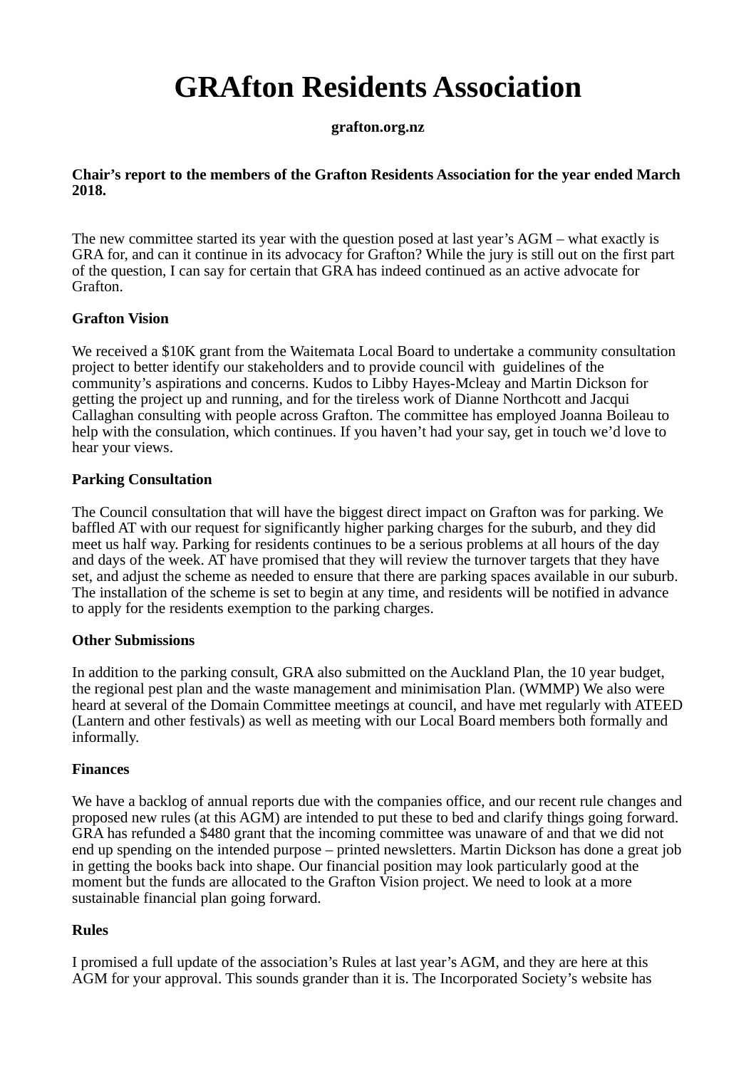# GRAfton Residents Association

**grafton.org.nz**

**Chair's report to the members of the Grafton Residents Association for the year ended March 2018.**

The new committee started its year with the question posed at last year's AGM – what exactly is GRA for, and can it continue in its advocacy for Grafton? While the jury is still out on the first part of the question, I can say for certain that GRA has indeed continued as an active advocate for Grafton.

**Grafton Vision**

We received a $10K grant from the Waitemata Local Board to undertake a community consultation project to better identify our stakeholders and to provide council with  guidelines of the community's aspirations and concerns. Kudos to Libby Hayes-Mcleay and Martin Dickson for getting the project up and running, and for the tireless work of Dianne Northcott and Jacqui Callaghan consulting with people across Grafton. The committee has employed Joanna Boileau to help with the consulation, which continues. If you haven't had your say, get in touch we'd love to hear your views.

**Parking Consultation**

The Council consultation that will have the biggest direct impact on Grafton was for parking. We baffled AT with our request for significantly higher parking charges for the suburb, and they did meet us half way. Parking for residents continues to be a serious problems at all hours of the day and days of the week. AT have promised that they will review the turnover targets that they have set, and adjust the scheme as needed to ensure that there are parking spaces available in our suburb. The installation of the scheme is set to begin at any time, and residents will be notified in advance to apply for the residents exemption to the parking charges.

**Other Submissions**

In addition to the parking consult, GRA also submitted on the Auckland Plan, the 10 year budget, the regional pest plan and the waste management and minimisation Plan. (WMMP) We also were heard at several of the Domain Committee meetings at council, and have met regularly with ATEED (Lantern and other festivals) as well as meeting with our Local Board members both formally and informally.

**Finances**

We have a backlog of annual reports due with the companies office, and our recent rule changes and proposed new rules (at this AGM) are intended to put these to bed and clarify things going forward. GRA has refunded a $480 grant that the incoming committee was unaware of and that we did not end up spending on the intended purpose – printed newsletters. Martin Dickson has done a great job in getting the books back into shape. Our financial position may look particularly good at the moment but the funds are allocated to the Grafton Vision project. We need to look at a more sustainable financial plan going forward.

**Rules**

I promised a full update of the association's Rules at last year's AGM, and they are here at this AGM for your approval. This sounds grander than it is. The Incorporated Society's website has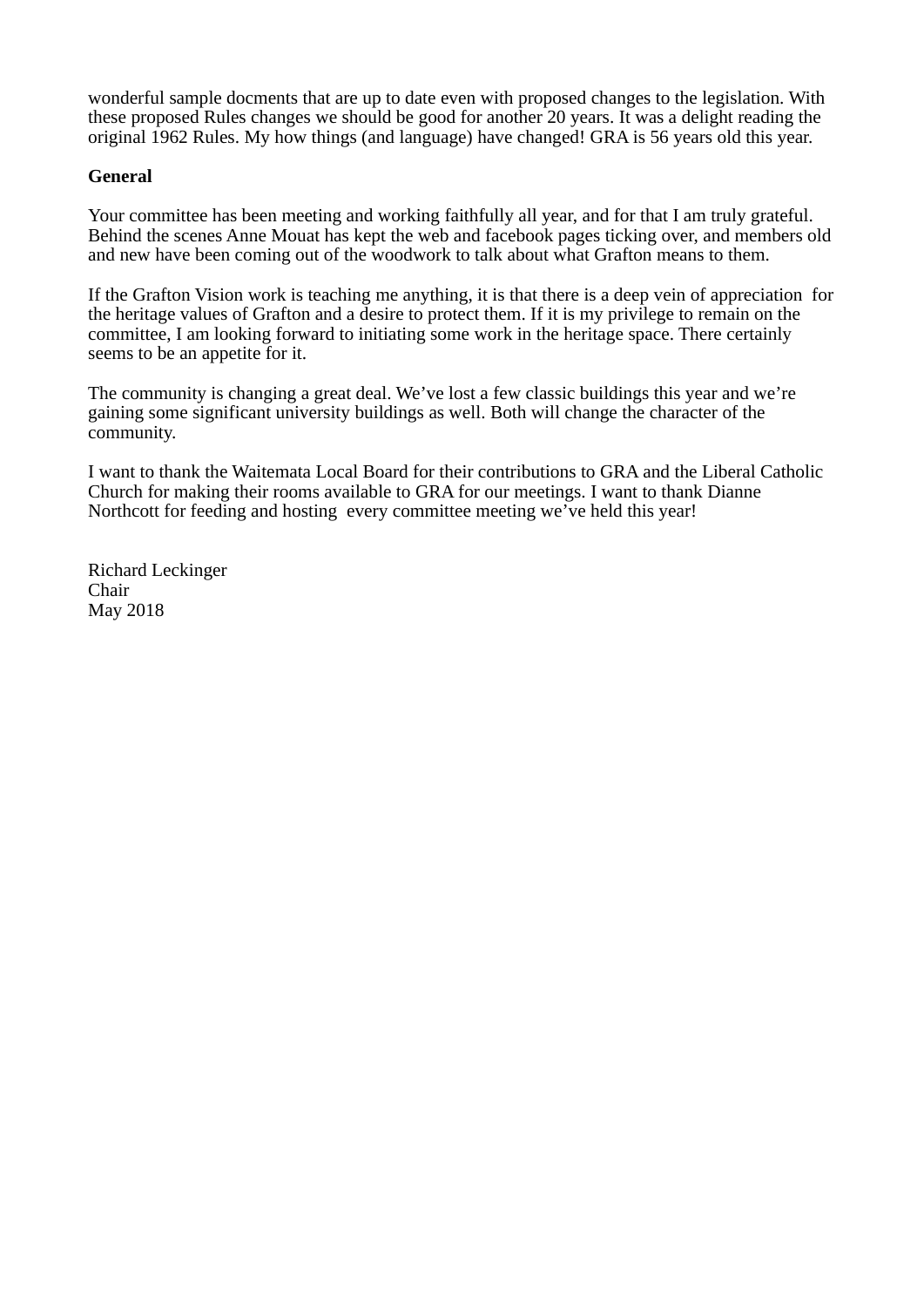wonderful sample docments that are up to date even with proposed changes to the legislation. With these proposed Rules changes we should be good for another 20 years. It was a delight reading the original 1962 Rules. My how things (and language) have changed! GRA is 56 years old this year.

**General**

Your committee has been meeting and working faithfully all year, and for that I am truly grateful. Behind the scenes Anne Mouat has kept the web and facebook pages ticking over, and members old and new have been coming out of the woodwork to talk about what Grafton means to them.

If the Grafton Vision work is teaching me anything, it is that there is a deep vein of appreciation for the heritage values of Grafton and a desire to protect them. If it is my privilege to remain on the committee, I am looking forward to initiating some work in the heritage space. There certainly seems to be an appetite for it.

The community is changing a great deal. We've lost a few classic buildings this year and we're gaining some significant university buildings as well. Both will change the character of the community.

I want to thank the Waitemata Local Board for their contributions to GRA and the Liberal Catholic Church for making their rooms available to GRA for our meetings. I want to thank Dianne Northcott for feeding and hosting every committee meeting we've held this year!

Richard Leckinger  
Chair  
May 2018